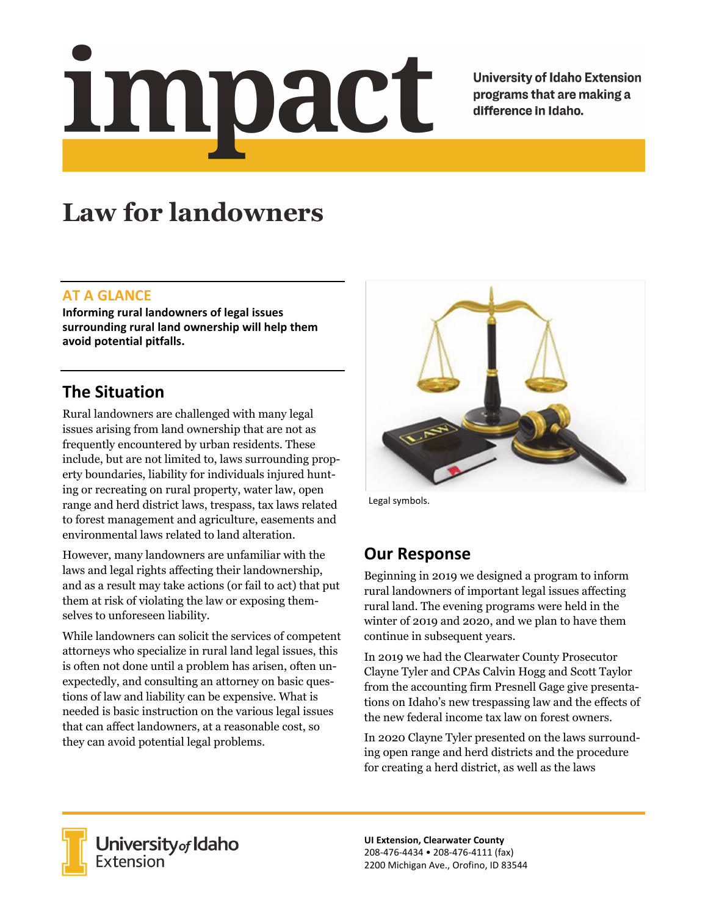# impact

University of Idaho Extension programs that are making a difference in Idaho.

# Law for landowners

## AT A GLANCE

**Informing rural landowners of legal issues surrounding rural land ownership will help them avoid potential pitfalls.**

## The Situation

Rural landowners are challenged with many legal issues arising from land ownership that are not as frequently encountered by urban residents. These include, but are not limited to, laws surrounding property boundaries, liability for individuals injured hunting or recreating on rural property, water law, open range and herd district laws, trespass, tax laws related to forest management and agriculture, easements and environmental laws related to land alteration.

However, many landowners are unfamiliar with the laws and legal rights affecting their landownership, and as a result may take actions (or fail to act) that put them at risk of violating the law or exposing themselves to unforeseen liability.

While landowners can solicit the services of competent attorneys who specialize in rural land legal issues, this is often not done until a problem has arisen, often unexpectedly, and consulting an attorney on basic questions of law and liability can be expensive. What is needed is basic instruction on the various legal issues that can affect landowners, at a reasonable cost, so they can avoid potential legal problems.

Legal symbols.

## Our Response

Beginning in 2019 we designed a program to inform rural landowners of important legal issues affecting rural land. The evening programs were held in the winter of 2019 and 2020, and we plan to have them continue in subsequent years.

In 2019 we had the Clearwater County Prosecutor Clayne Tyler and CPAs Calvin Hogg and Scott Taylor from the accounting firm Presnell Gage give presentations on Idaho's new trespassing law and the effects of the new federal income tax law on forest owners.

In 2020 Clayne Tyler presented on the laws surrounding open range and herd districts and the procedure for creating a herd district, as well as the laws

University of Idaho Extension

**UI Extension, Clearwater County**
208-476-4434 • 208-476-4111 (fax)
2200 Michigan Ave., Orofino, ID 83544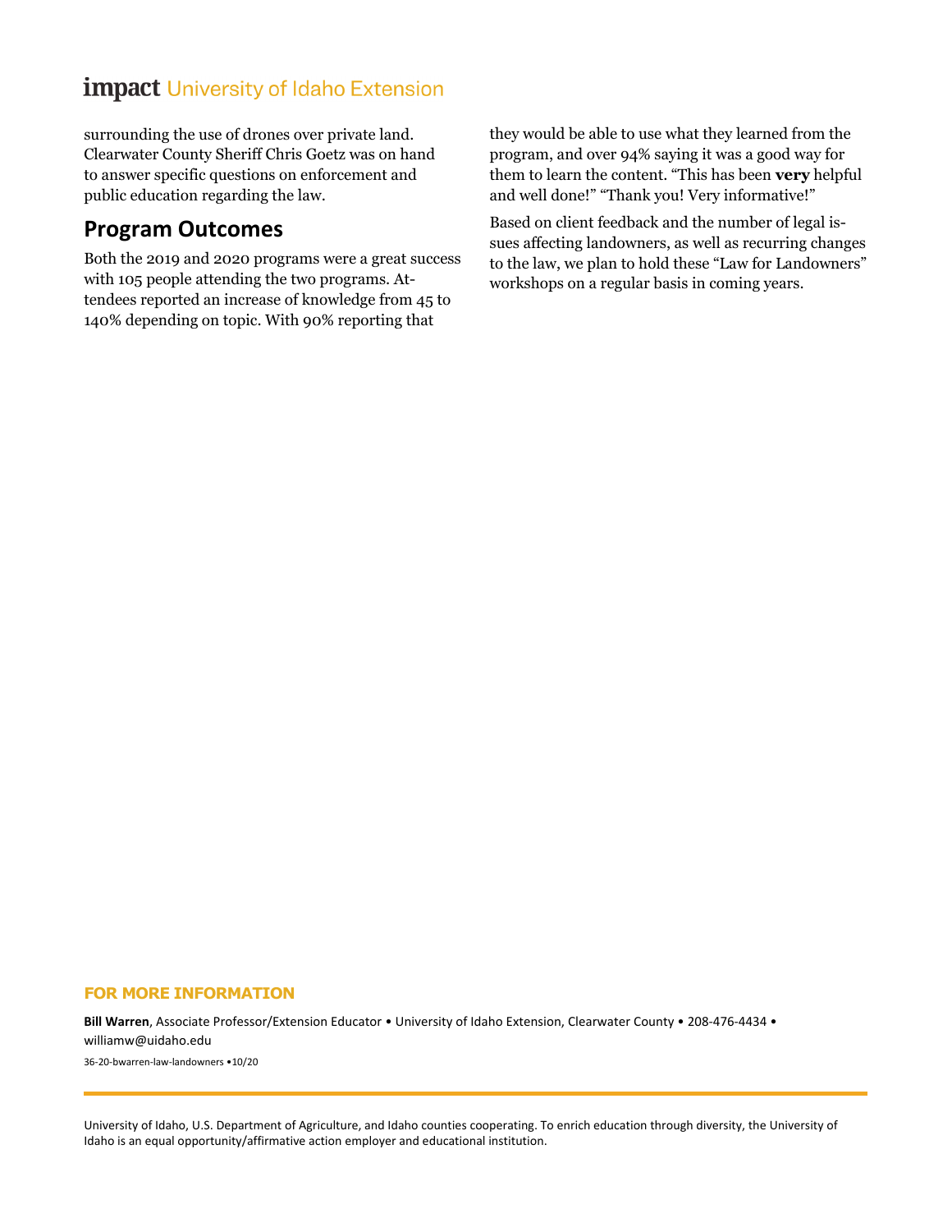surrounding the use of drones over private land. Clearwater County Sheriff Chris Goetz was on hand to answer specific questions on enforcement and public education regarding the law.

## Program Outcomes

Both the 2019 and 2020 programs were a great success with 105 people attending the two programs. Attendees reported an increase of knowledge from 45 to 140% depending on topic. With 90% reporting that they would be able to use what they learned from the program, and over 94% saying it was a good way for them to learn the content. "This has been **very** helpful and well done!" "Thank you! Very informative!"

Based on client feedback and the number of legal issues affecting landowners, as well as recurring changes to the law, we plan to hold these "Law for Landowners" workshops on a regular basis in coming years.

### FOR MORE INFORMATION

**Bill Warren**, Associate Professor/Extension Educator • University of Idaho Extension, Clearwater County • 208-476-4434 • williamw@uidaho.edu

36-20-bwarren-law-landowners •10/20

University of Idaho, U.S. Department of Agriculture, and Idaho counties cooperating. To enrich education through diversity, the University of Idaho is an equal opportunity/affirmative action employer and educational institution.